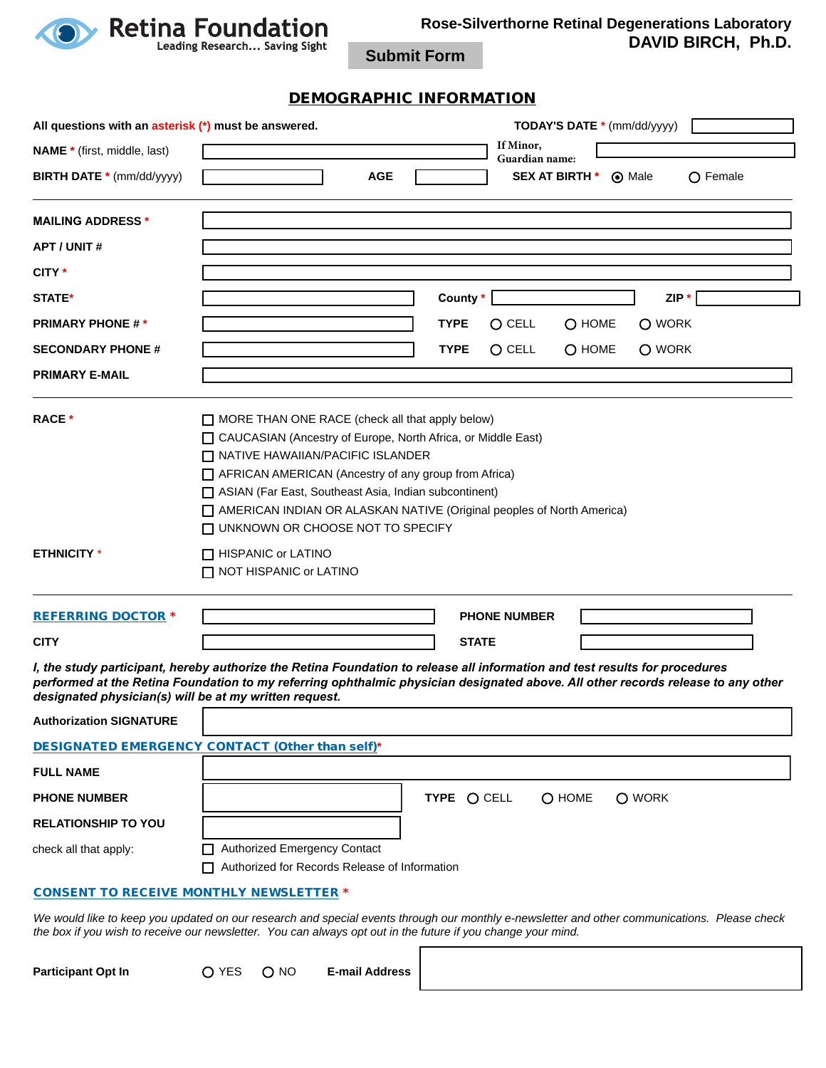**Retina Foundation**
Leading Research... Saving Sight

**Rose-Silverthorne Retinal Degenerations Laboratory**
**DAVID BIRCH, Ph.D.**

Submit Form

## DEMOGRAPHIC INFORMATION

**All questions with an asterisk (*) must be answered.**

**TODAY'S DATE** * (mm/dd/yyyy) ____________

**NAME** * (first, middle, last) ____________ **If Minor, Guardian name:** ____________

**BIRTH DATE** * (mm/dd/yyyy) ____________ **AGE** ____________ **SEX AT BIRTH** * ◉ Male ○ Female

---

**MAILING ADDRESS** * ____________

**APT / UNIT #** ____________

**CITY** * ____________

**STATE*** ____________ **County** * ____________ **ZIP** * ____________

**PRIMARY PHONE #** * ____________ **TYPE** ○ CELL ○ HOME ○ WORK

**SECONDARY PHONE #** ____________ **TYPE** ○ CELL ○ HOME ○ WORK

**PRIMARY E-MAIL** ____________

---

**RACE** *

- ☐ MORE THAN ONE RACE (check all that apply below)
- ☐ CAUCASIAN (Ancestry of Europe, North Africa, or Middle East)
- ☐ NATIVE HAWAIIAN/PACIFIC ISLANDER
- ☐ AFRICAN AMERICAN (Ancestry of any group from Africa)
- ☐ ASIAN (Far East, Southeast Asia, Indian subcontinent)
- ☐ AMERICAN INDIAN OR ALASKAN NATIVE (Original peoples of North America)
- ☐ UNKNOWN OR CHOOSE NOT TO SPECIFY

**ETHNICITY** *

- ☐ HISPANIC or LATINO
- ☐ NOT HISPANIC or LATINO

---

**REFERRING DOCTOR** * ____________ **PHONE NUMBER** ____________

**CITY** ____________ **STATE** ____________

***I, the study participant, hereby authorize the Retina Foundation to release all information and test results for procedures performed at the Retina Foundation to my referring ophthalmic physician designated above. All other records release to any other designated physician(s) will be at my written request.***

**Authorization SIGNATURE** ____________

**DESIGNATED EMERGENCY CONTACT (Other than self)***

**FULL NAME** ____________

**PHONE NUMBER** ____________ **TYPE** ○ CELL ○ HOME ○ WORK

**RELATIONSHIP TO YOU** ____________

check all that apply:

- ☐ Authorized Emergency Contact
- ☐ Authorized for Records Release of Information

**CONSENT TO RECEIVE MONTHLY NEWSLETTER** *

*We would like to keep you updated on our research and special events through our monthly e-newsletter and other communications. Please check the box if you wish to receive our newsletter. You can always opt out in the future if you change your mind.*

**Participant Opt In** ○ YES ○ NO **E-mail Address** ____________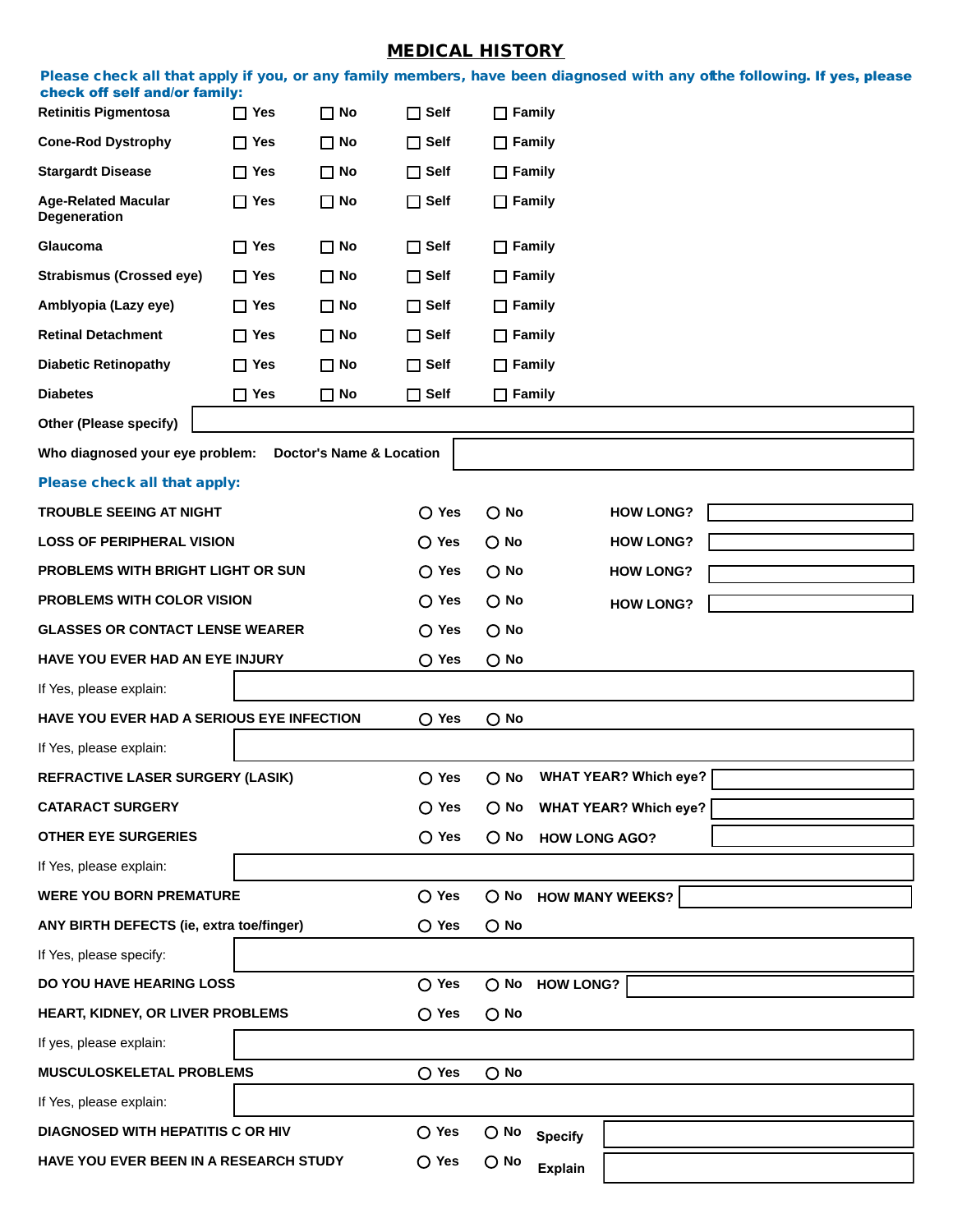## MEDICAL HISTORY

**Please check all that apply if you, or any family members, have been diagnosed with any ofthe following. If yes, please check off self and/or family:**

| Condition | | | | |
|---|---|---|---|---|
| Retinitis Pigmentosa | ☐ Yes | ☐ No | ☐ Self | ☐ Family |
| Cone-Rod Dystrophy | ☐ Yes | ☐ No | ☐ Self | ☐ Family |
| Stargardt Disease | ☐ Yes | ☐ No | ☐ Self | ☐ Family |
| Age-Related Macular Degeneration | ☐ Yes | ☐ No | ☐ Self | ☐ Family |
| Glaucoma | ☐ Yes | ☐ No | ☐ Self | ☐ Family |
| Strabismus (Crossed eye) | ☐ Yes | ☐ No | ☐ Self | ☐ Family |
| Amblyopia (Lazy eye) | ☐ Yes | ☐ No | ☐ Self | ☐ Family |
| Retinal Detachment | ☐ Yes | ☐ No | ☐ Self | ☐ Family |
| Diabetic Retinopathy | ☐ Yes | ☐ No | ☐ Self | ☐ Family |
| Diabetes | ☐ Yes | ☐ No | ☐ Self | ☐ Family |

Other (Please specify) ____________________

Who diagnosed your eye problem: Doctor's Name & Location ____________________

**Please check all that apply:**

| Question | | | | |
|---|---|---|---|---|
| TROUBLE SEEING AT NIGHT | ○ Yes | ○ No | HOW LONG? | ________ |
| LOSS OF PERIPHERAL VISION | ○ Yes | ○ No | HOW LONG? | ________ |
| PROBLEMS WITH BRIGHT LIGHT OR SUN | ○ Yes | ○ No | HOW LONG? | ________ |
| PROBLEMS WITH COLOR VISION | ○ Yes | ○ No | HOW LONG? | ________ |
| GLASSES OR CONTACT LENSE WEARER | ○ Yes | ○ No | | |
| HAVE YOU EVER HAD AN EYE INJURY | ○ Yes | ○ No | | |
| If Yes, please explain: | | | | |
| HAVE YOU EVER HAD A SERIOUS EYE INFECTION | ○ Yes | ○ No | | |
| If Yes, please explain: | | | | |
| REFRACTIVE LASER SURGERY (LASIK) | ○ Yes | ○ No | WHAT YEAR? Which eye? | ________ |
| CATARACT SURGERY | ○ Yes | ○ No | WHAT YEAR? Which eye? | ________ |
| OTHER EYE SURGERIES | ○ Yes | ○ No | HOW LONG AGO? | ________ |
| If Yes, please explain: | | | | |
| WERE YOU BORN PREMATURE | ○ Yes | ○ No | HOW MANY WEEKS? | ________ |
| ANY BIRTH DEFECTS (ie, extra toe/finger) | ○ Yes | ○ No | | |
| If Yes, please specify: | | | | |
| DO YOU HAVE HEARING LOSS | ○ Yes | ○ No | HOW LONG? | ________ |
| HEART, KIDNEY, OR LIVER PROBLEMS | ○ Yes | ○ No | | |
| If yes, please explain: | | | | |
| MUSCULOSKELETAL PROBLEMS | ○ Yes | ○ No | | |
| If Yes, please explain: | | | | |
| DIAGNOSED WITH HEPATITIS C OR HIV | ○ Yes | ○ No | Specify | ________ |
| HAVE YOU EVER BEEN IN A RESEARCH STUDY | ○ Yes | ○ No | Explain | ________ |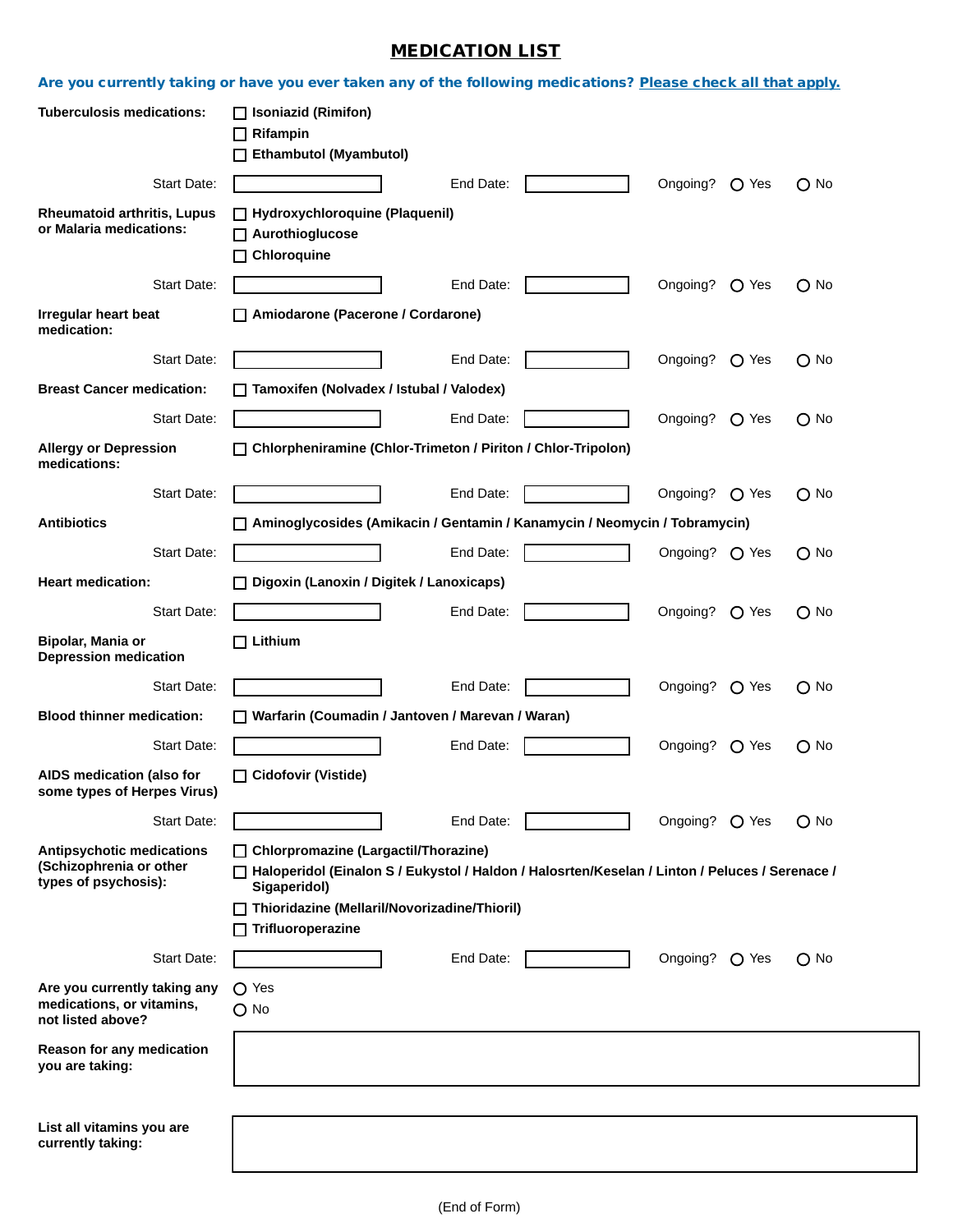## MEDICATION LIST

**Are you currently taking or have you ever taken any of the following medications? Please check all that apply.**

**Tuberculosis medications:**
- ☐ Isoniazid (Rimifon)
- ☐ Rifampin
- ☐ Ethambutol (Myambutol)

Start Date: ________ End Date: ________ Ongoing? ○ Yes ○ No

**Rheumatoid arthritis, Lupus or Malaria medications:**
- ☐ Hydroxychloroquine (Plaquenil)
- ☐ Aurothioglucose
- ☐ Chloroquine

Start Date: ________ End Date: ________ Ongoing? ○ Yes ○ No

**Irregular heart beat medication:**
- ☐ Amiodarone (Pacerone / Cordarone)

Start Date: ________ End Date: ________ Ongoing? ○ Yes ○ No

**Breast Cancer medication:**
- ☐ Tamoxifen (Nolvadex / Istubal / Valodex)

Start Date: ________ End Date: ________ Ongoing? ○ Yes ○ No

**Allergy or Depression medications:**
- ☐ Chlorpheniramine (Chlor-Trimeton / Piriton / Chlor-Tripolon)

Start Date: ________ End Date: ________ Ongoing? ○ Yes ○ No

**Antibiotics**
- ☐ Aminoglycosides (Amikacin / Gentamin / Kanamycin / Neomycin / Tobramycin)

Start Date: ________ End Date: ________ Ongoing? ○ Yes ○ No

**Heart medication:**
- ☐ Digoxin (Lanoxin / Digitek / Lanoxicaps)

Start Date: ________ End Date: ________ Ongoing? ○ Yes ○ No

**Bipolar, Mania or Depression medication**
- ☐ Lithium

Start Date: ________ End Date: ________ Ongoing? ○ Yes ○ No

**Blood thinner medication:**
- ☐ Warfarin (Coumadin / Jantoven / Marevan / Waran)

Start Date: ________ End Date: ________ Ongoing? ○ Yes ○ No

**AIDS medication (also for some types of Herpes Virus)**
- ☐ Cidofovir (Vistide)

Start Date: ________ End Date: ________ Ongoing? ○ Yes ○ No

**Antipsychotic medications (Schizophrenia or other types of psychosis):**
- ☐ Chlorpromazine (Largactil/Thorazine)
- ☐ Haloperidol (Einalon S / Eukystol / Haldon / Halosrten/Keselan / Linton / Peluces / Serenace / Sigaperidol)
- ☐ Thioridazine (Mellaril/Novorizadine/Thioril)
- ☐ Trifluoroperazine

Start Date: ________ End Date: ________ Ongoing? ○ Yes ○ No

**Are you currently taking any medications, or vitamins, not listed above?**
- ○ Yes
- ○ No

**Reason for any medication you are taking:** ________

**List all vitamins you are currently taking:** ________

(End of Form)